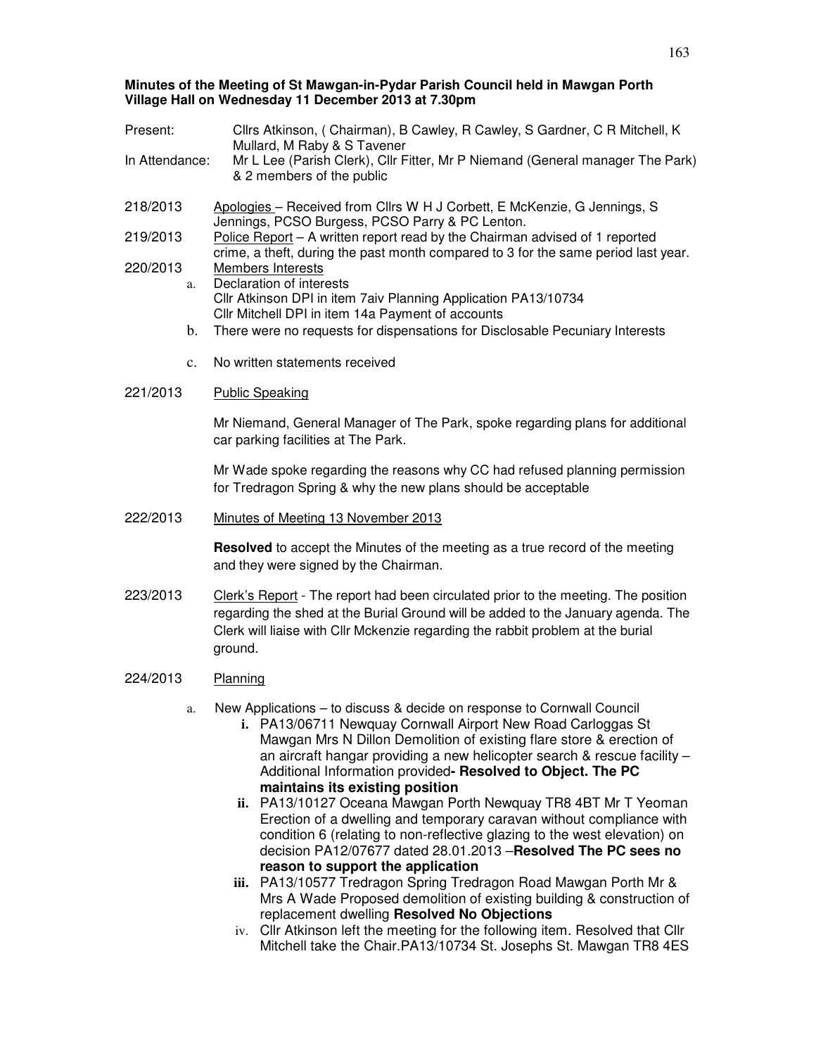**Minutes of the Meeting of St Mawgan-in-Pydar Parish Council held in Mawgan Porth Village Hall on Wednesday 11 December 2013 at 7.30pm**

Present: Cllrs Atkinson, ( Chairman), B Cawley, R Cawley, S Gardner, C R Mitchell, K Mullard, M Raby & S Tavener

In Attendance: Mr L Lee (Parish Clerk), Cllr Fitter, Mr P Niemand (General manager The Park) & 2 members of the public

218/2013 Apologies – Received from Cllrs W H J Corbett, E McKenzie, G Jennings, S Jennings, PCSO Burgess, PCSO Parry & PC Lenton.

219/2013 Police Report – A written report read by the Chairman advised of 1 reported crime, a theft, during the past month compared to 3 for the same period last year.

220/2013 Members Interests

a. Declaration of interests
Cllr Atkinson DPI in item 7aiv Planning Application PA13/10734
Cllr Mitchell DPI in item 14a Payment of accounts

b. There were no requests for dispensations for Disclosable Pecuniary Interests

c. No written statements received

221/2013 Public Speaking

Mr Niemand, General Manager of The Park, spoke regarding plans for additional car parking facilities at The Park.

Mr Wade spoke regarding the reasons why CC had refused planning permission for Tredragon Spring & why the new plans should be acceptable

222/2013 Minutes of Meeting 13 November 2013

**Resolved** to accept the Minutes of the meeting as a true record of the meeting and they were signed by the Chairman.

223/2013 Clerk's Report - The report had been circulated prior to the meeting. The position regarding the shed at the Burial Ground will be added to the January agenda. The Clerk will liaise with Cllr Mckenzie regarding the rabbit problem at the burial ground.

224/2013 Planning

a. New Applications – to discuss & decide on response to Cornwall Council

i. PA13/06711 Newquay Cornwall Airport New Road Carloggas St Mawgan Mrs N Dillon Demolition of existing flare store & erection of an aircraft hangar providing a new helicopter search & rescue facility – Additional Information provided **- Resolved to Object. The PC maintains its existing position**

ii. PA13/10127 Oceana Mawgan Porth Newquay TR8 4BT Mr T Yeoman Erection of a dwelling and temporary caravan without compliance with condition 6 (relating to non-reflective glazing to the west elevation) on decision PA12/07677 dated 28.01.2013 –**Resolved The PC sees no reason to support the application**

iii. PA13/10577 Tredragon Spring Tredragon Road Mawgan Porth Mr & Mrs A Wade Proposed demolition of existing building & construction of replacement dwelling **Resolved No Objections**

iv. Cllr Atkinson left the meeting for the following item. Resolved that Cllr Mitchell take the Chair.PA13/10734 St. Josephs St. Mawgan TR8 4ES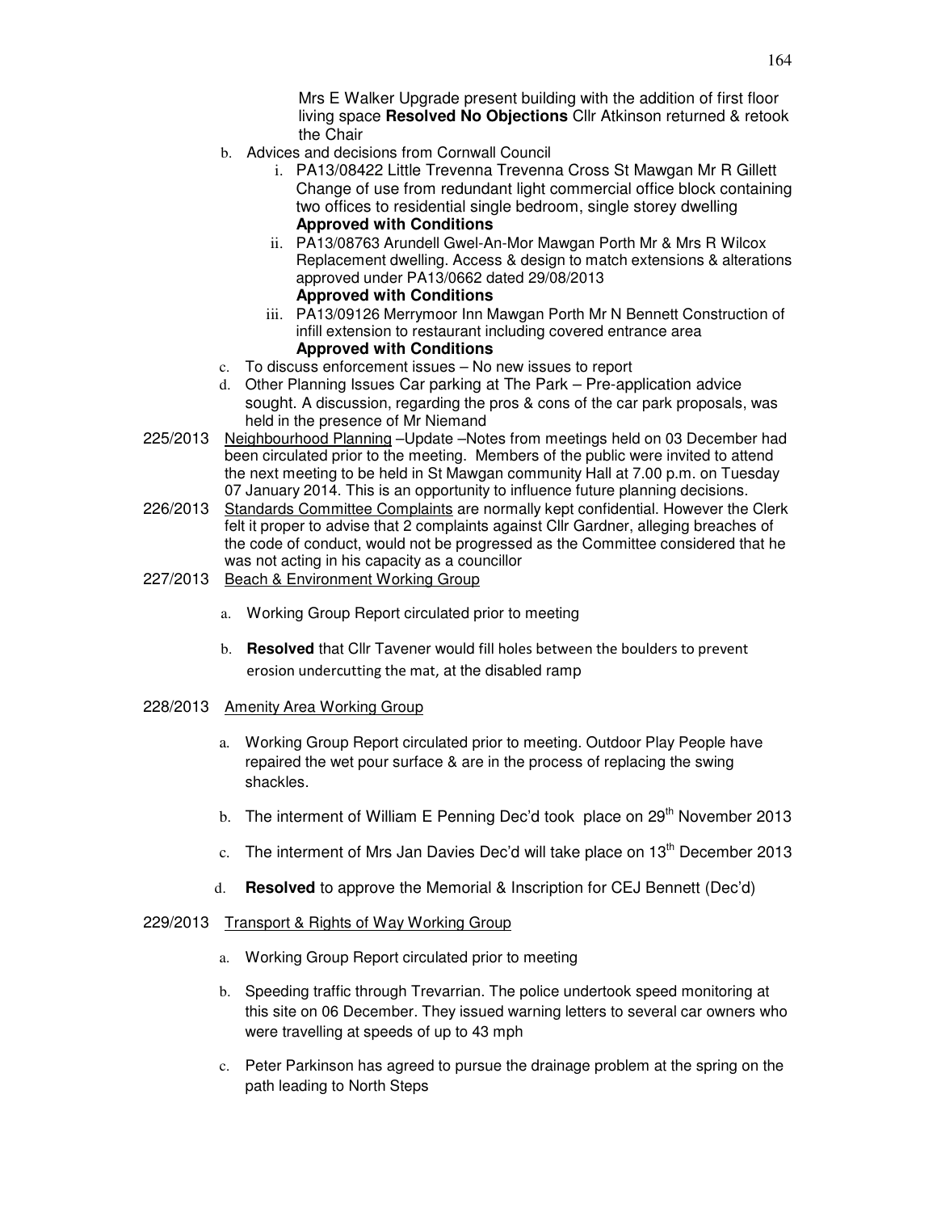Mrs E Walker Upgrade present building with the addition of first floor living space **Resolved No Objections** Cllr Atkinson returned & retook the Chair

b. Advices and decisions from Cornwall Council
   i. PA13/08422 Little Trevenna Trevenna Cross St Mawgan Mr R Gillett Change of use from redundant light commercial office block containing two offices to residential single bedroom, single storey dwelling **Approved with Conditions**
   ii. PA13/08763 Arundell Gwel-An-Mor Mawgan Porth Mr & Mrs R Wilcox Replacement dwelling. Access & design to match extensions & alterations approved under PA13/0662 dated 29/08/2013 **Approved with Conditions**
   iii. PA13/09126 Merrymoor Inn Mawgan Porth Mr N Bennett Construction of infill extension to restaurant including covered entrance area **Approved with Conditions**

c. To discuss enforcement issues – No new issues to report

d. Other Planning Issues Car parking at The Park – Pre-application advice sought. A discussion, regarding the pros & cons of the car park proposals, was held in the presence of Mr Niemand

225/2013 Neighbourhood Planning –Update –Notes from meetings held on 03 December had been circulated prior to the meeting. Members of the public were invited to attend the next meeting to be held in St Mawgan community Hall at 7.00 p.m. on Tuesday 07 January 2014. This is an opportunity to influence future planning decisions.

226/2013 Standards Committee Complaints are normally kept confidential. However the Clerk felt it proper to advise that 2 complaints against Cllr Gardner, alleging breaches of the code of conduct, would not be progressed as the Committee considered that he was not acting in his capacity as a councillor

227/2013 Beach & Environment Working Group

a. Working Group Report circulated prior to meeting

b. **Resolved** that Cllr Tavener would fill holes between the boulders to prevent erosion undercutting the mat, at the disabled ramp

228/2013 Amenity Area Working Group

a. Working Group Report circulated prior to meeting. Outdoor Play People have repaired the wet pour surface & are in the process of replacing the swing shackles.

b. The interment of William E Penning Dec'd took place on 29th November 2013

c. The interment of Mrs Jan Davies Dec'd will take place on 13th December 2013

d. **Resolved** to approve the Memorial & Inscription for CEJ Bennett (Dec'd)

229/2013 Transport & Rights of Way Working Group

a. Working Group Report circulated prior to meeting

b. Speeding traffic through Trevarrian. The police undertook speed monitoring at this site on 06 December. They issued warning letters to several car owners who were travelling at speeds of up to 43 mph

c. Peter Parkinson has agreed to pursue the drainage problem at the spring on the path leading to North Steps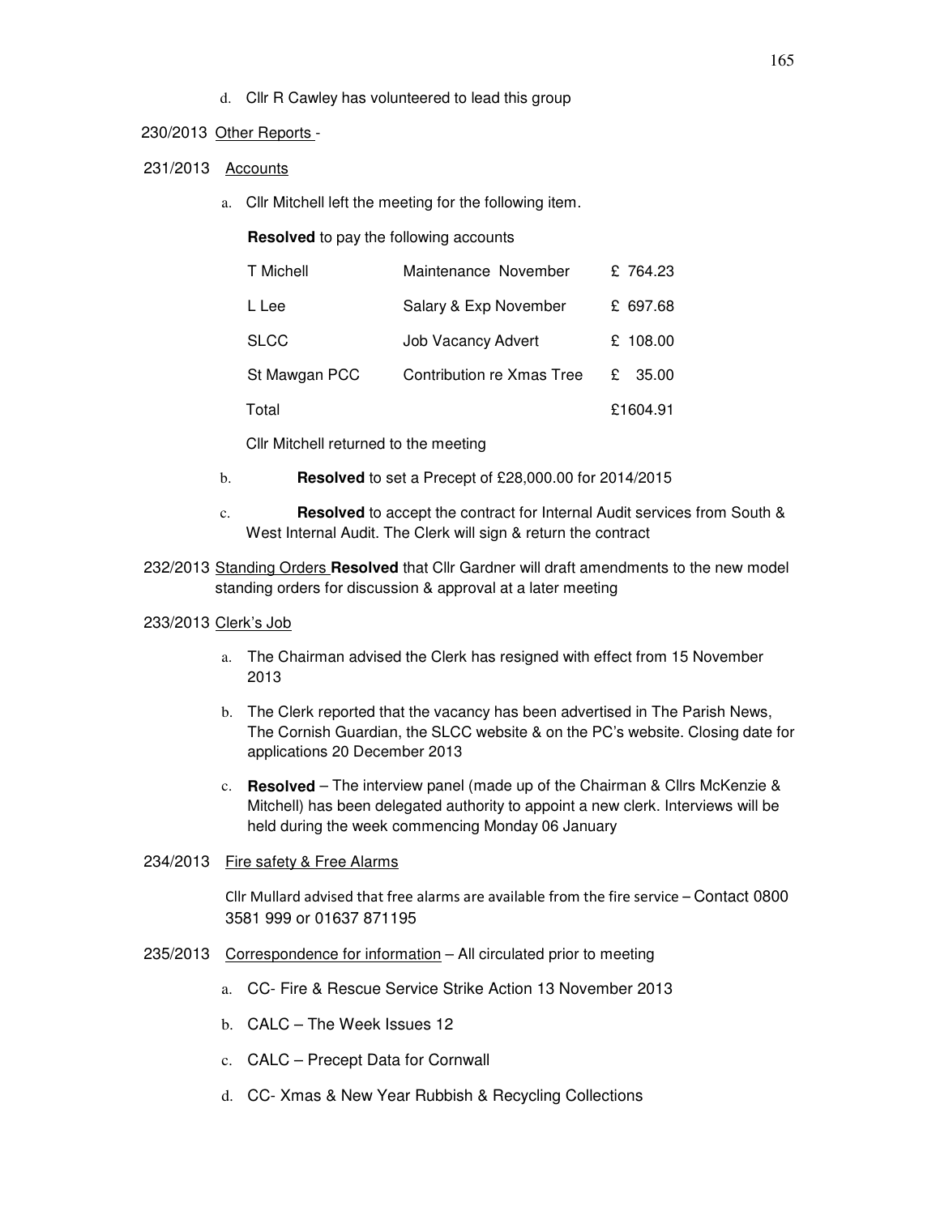d. Cllr R Cawley has volunteered to lead this group

230/2013 Other Reports -

231/2013 Accounts

a. Cllr Mitchell left the meeting for the following item.

**Resolved** to pay the following accounts

| | | |
|---|---|---|
| T Michell | Maintenance November | £ 764.23 |
| L Lee | Salary & Exp November | £ 697.68 |
| SLCC | Job Vacancy Advert | £ 108.00 |
| St Mawgan PCC | Contribution re Xmas Tree | £ 35.00 |
| Total | | £1604.91 |

Cllr Mitchell returned to the meeting

b. **Resolved** to set a Precept of £28,000.00 for 2014/2015

c. **Resolved** to accept the contract for Internal Audit services from South & West Internal Audit. The Clerk will sign & return the contract

232/2013 Standing Orders **Resolved** that Cllr Gardner will draft amendments to the new model standing orders for discussion & approval at a later meeting

233/2013 Clerk's Job

a. The Chairman advised the Clerk has resigned with effect from 15 November 2013

b. The Clerk reported that the vacancy has been advertised in The Parish News, The Cornish Guardian, the SLCC website & on the PC's website. Closing date for applications 20 December 2013

c. **Resolved** – The interview panel (made up of the Chairman & Cllrs McKenzie & Mitchell) has been delegated authority to appoint a new clerk. Interviews will be held during the week commencing Monday 06 January

234/2013 Fire safety & Free Alarms

Cllr Mullard advised that free alarms are available from the fire service – Contact 0800 3581 999 or 01637 871195

235/2013 Correspondence for information – All circulated prior to meeting

a. CC- Fire & Rescue Service Strike Action 13 November 2013

b. CALC – The Week Issues 12

c. CALC – Precept Data for Cornwall

d. CC- Xmas & New Year Rubbish & Recycling Collections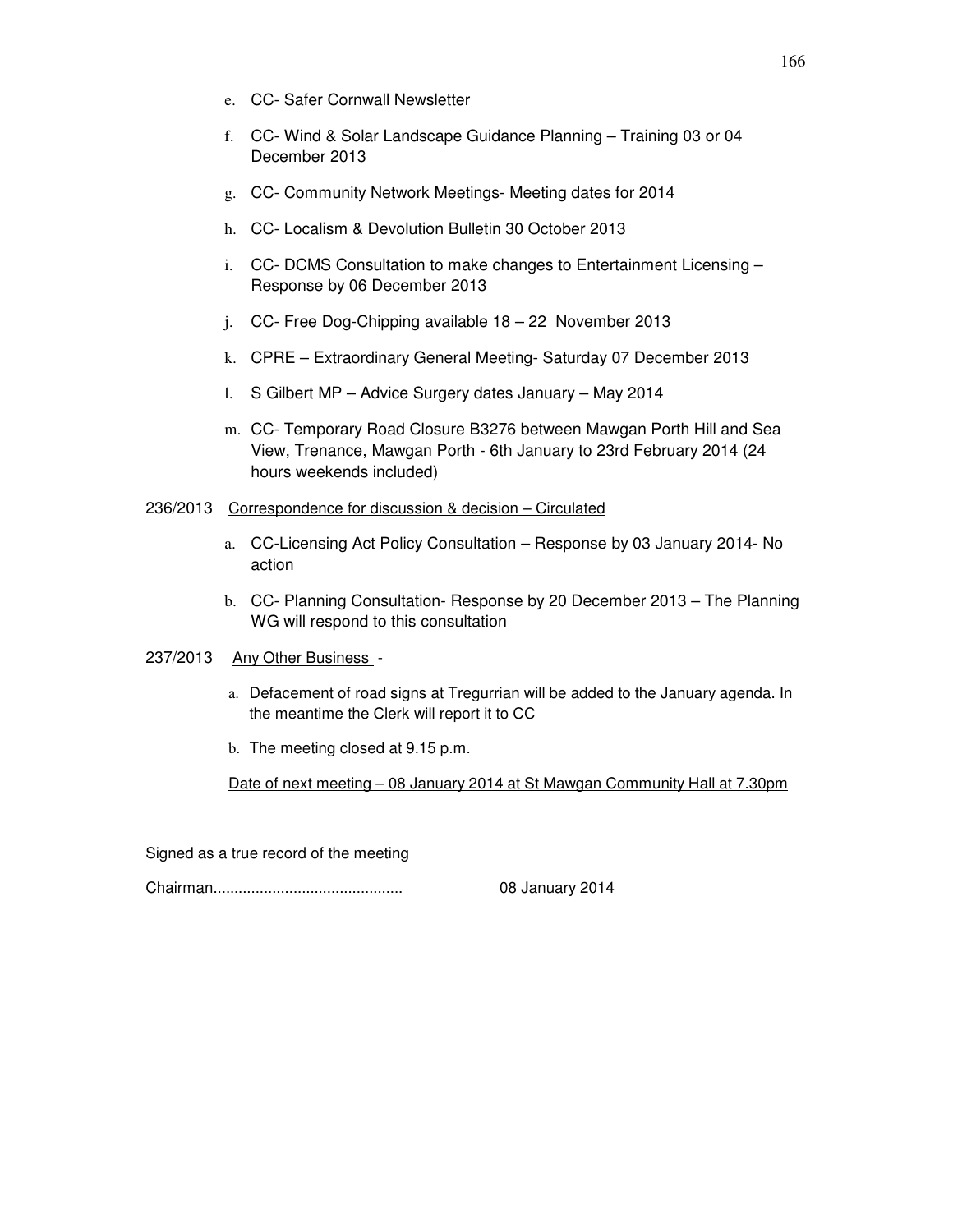e. CC- Safer Cornwall Newsletter

f. CC- Wind & Solar Landscape Guidance Planning – Training 03 or 04 December 2013

g. CC- Community Network Meetings- Meeting dates for 2014

h. CC- Localism & Devolution Bulletin 30 October 2013

i. CC- DCMS Consultation to make changes to Entertainment Licensing – Response by 06 December 2013

j. CC- Free Dog-Chipping available 18 – 22 November 2013

k. CPRE – Extraordinary General Meeting- Saturday 07 December 2013

l. S Gilbert MP – Advice Surgery dates January – May 2014

m. CC- Temporary Road Closure B3276 between Mawgan Porth Hill and Sea View, Trenance, Mawgan Porth - 6th January to 23rd February 2014 (24 hours weekends included)

236/2013 <u>Correspondence for discussion & decision – Circulated</u>

a. CC-Licensing Act Policy Consultation – Response by 03 January 2014- No action

b. CC- Planning Consultation- Response by 20 December 2013 – The Planning WG will respond to this consultation

237/2013 <u>Any Other Business</u> -

a. Defacement of road signs at Tregurrian will be added to the January agenda. In the meantime the Clerk will report it to CC

b. The meeting closed at 9.15 p.m.

<u>Date of next meeting – 08 January 2014 at St Mawgan Community Hall at 7.30pm</u>

Signed as a true record of the meeting

Chairman............................................ 08 January 2014